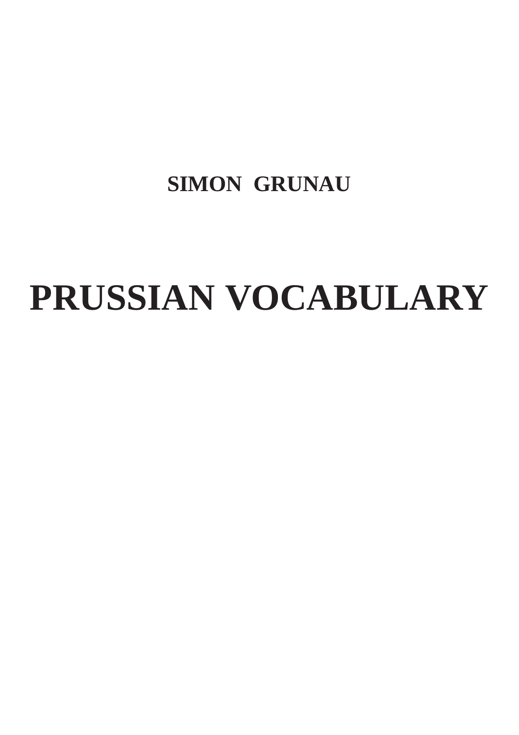**SIMON GRUNAU**

# PRUSSIAN VOCABULARY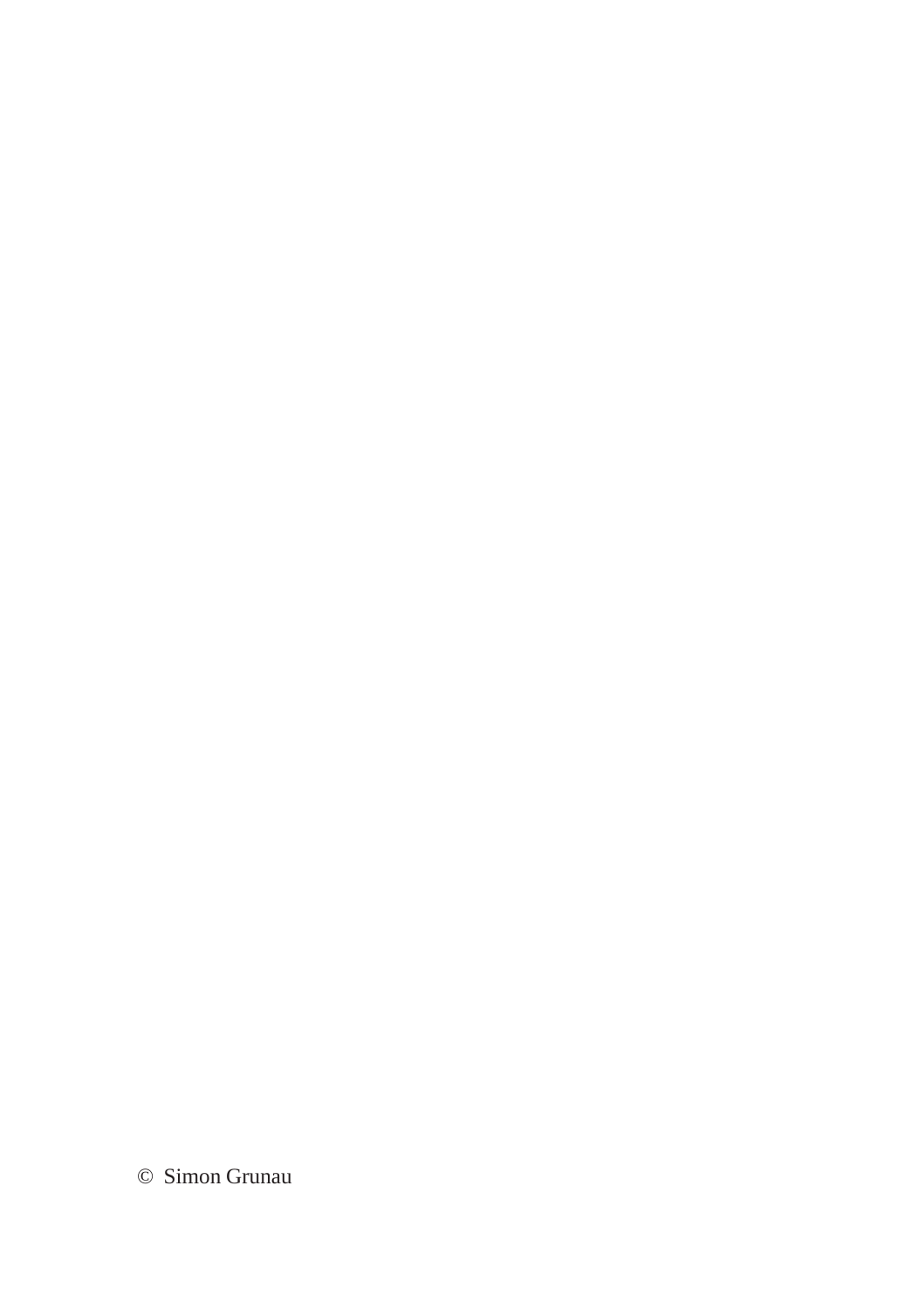© Simon Grunau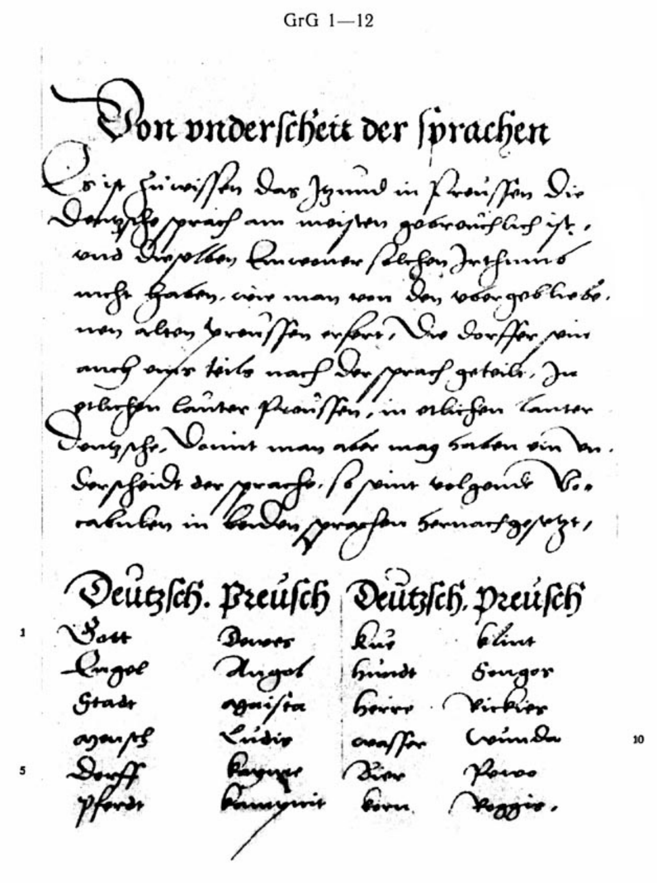# Von vnderscheit der sprachen

Es ist zu wissen das itzund in Preussen die Deutzsche sprach am meisten gebreuchlich ist, vnd dieselben kaum einer selten doch nimmer nicht haben, wie man von den vorgeblibenen alten Preussen erfert. Die dorffer sein auch eins teils nach der sprach geteilt, in etlichen lauter Preussen, in etlichen lauter Deutzsche. Damit man aber mag haben ein underscheid der sprache, so seint volgende Vocabulen in beiden sprachen hernach gesetzt,

| Deutzsch. | Preusch | Deutzsch. | Preusch |
| --- | --- | --- | --- |
| Gott | Deuos | Ku | klint |
| Engel | Angol | hundt | Songor |
| Stadt | agaista | herre | Rikkis |
| mensch | Ludis | wasser | Woinda |
| Dorff | Kayme | Bier | Piwos |
| pferdt | kamynit | korn | Roggis. |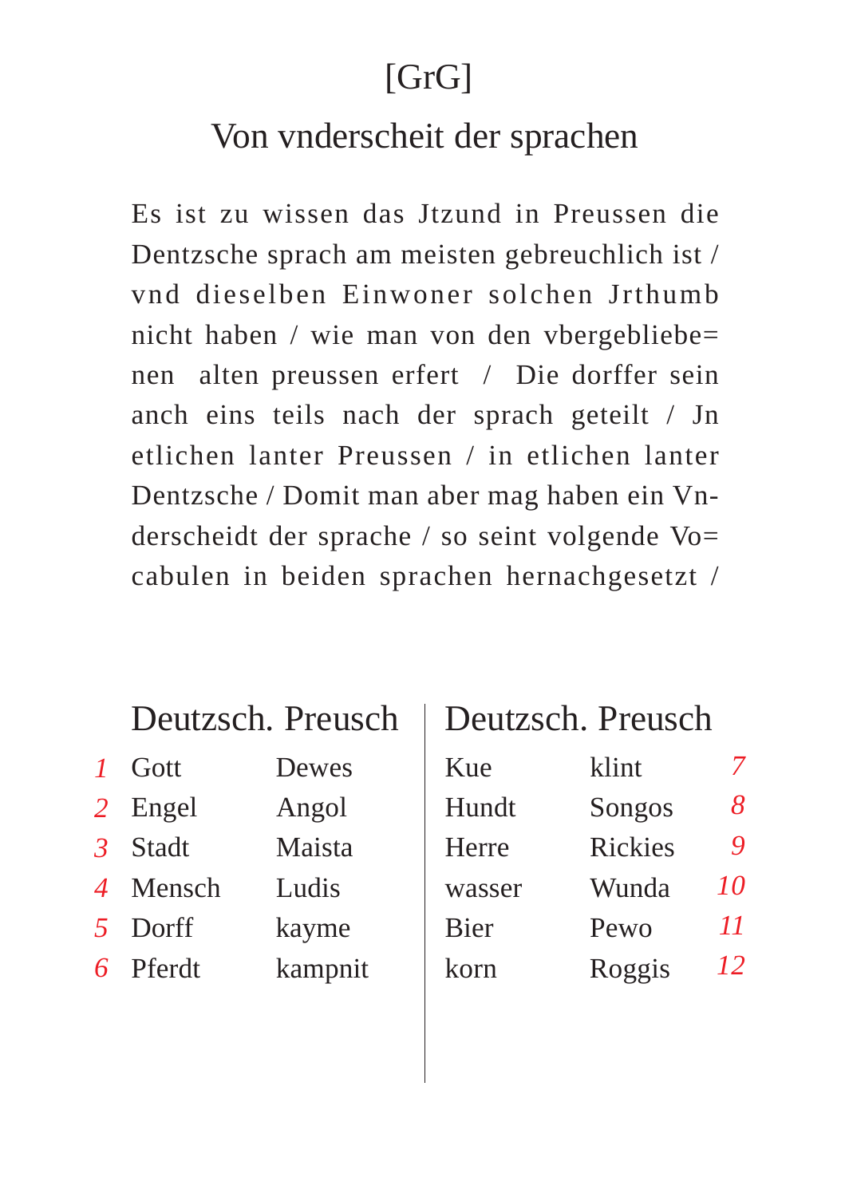# [GrG]

## Von vnderscheit der sprachen

Es ist zu wissen das Jtzund in Preussen die Dentzsche sprach am meisten gebreuchlich ist / vnd dieselben Einwoner solchen Jrthumb nicht haben / wie man von den vbergebliebe=nen alten preussen erfert / Die dorffer sein anch eins teils nach der sprach geteilt / Jn etlichen lanter Preussen / in etlichen lanter Dentzsche / Domit man aber mag haben ein Vn-derscheidt der sprache / so seint volgende Vo=cabulen in beiden sprachen hernachgesetzt /

| | Deutzsch. | Preusch |
|---|---|---|
| 1 | Gott | Dewes |
| 2 | Engel | Angol |
| 3 | Stadt | Maista |
| 4 | Mensch | Ludis |
| 5 | Dorff | kayme |
| 6 | Pferdt | kampnit |
| 7 | Kue | klint |
| 8 | Hundt | Songos |
| 9 | Herre | Rickies |
| 10 | wasser | Wunda |
| 11 | Bier | Pewo |
| 12 | korn | Roggis |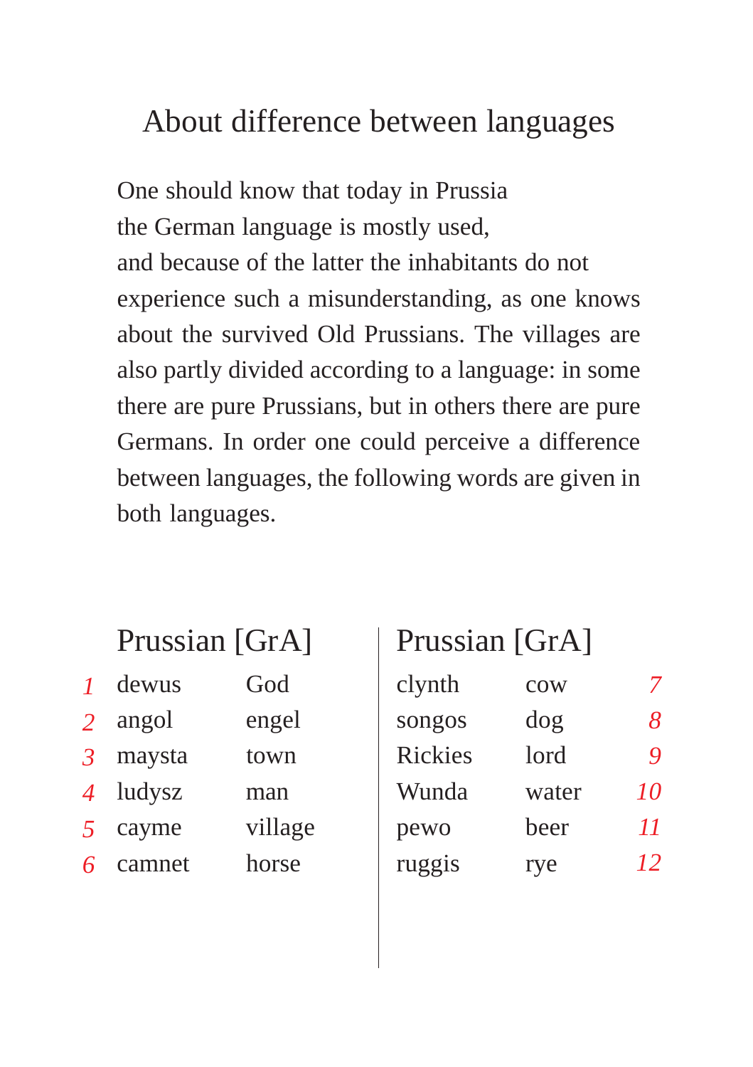# About difference between languages

One should know that today in Prussia
the German language is mostly used,
and because of the latter the inhabitants do not experience such a misunderstanding, as one knows about the survived Old Prussians. The villages are also partly divided according to a language: in some there are pure Prussians, but in others there are pure Germans. In order one could perceive a difference between languages, the following words are given in both languages.

| | Prussian | [GrA] |
|---|---|---|
| 1 | dewus | God |
| 2 | angol | engel |
| 3 | maysta | town |
| 4 | ludysz | man |
| 5 | cayme | village |
| 6 | camnet | horse |

| Prussian | [GrA] | |
|---|---|---|
| clynth | cow | 7 |
| songos | dog | 8 |
| Rickies | lord | 9 |
| Wunda | water | 10 |
| pewo | beer | 11 |
| ruggis | rye | 12 |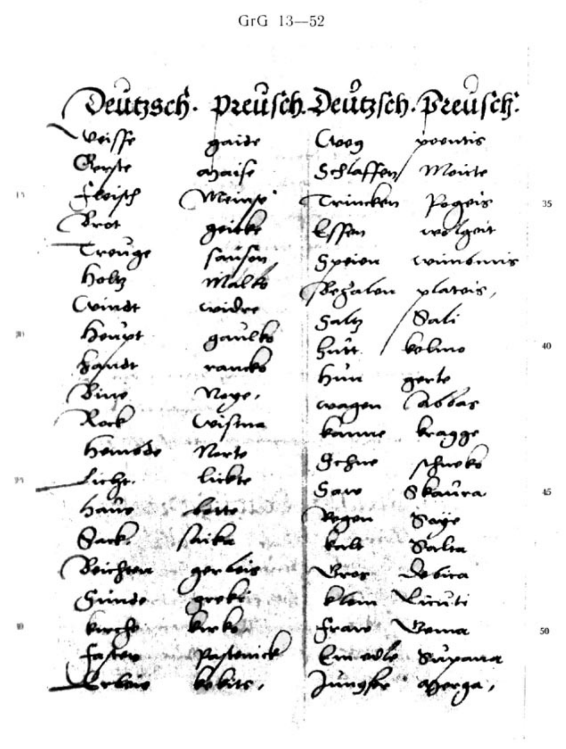| Deutzsch. | Preusch. | Deutzsch. | Preusch. |
|---|---|---|---|
| Weisse | gaide | Krog | poentis |
| Rogke | ayaise | Schlaffen | Moite |
| Fleisch | Meinse | Trincken | Pogeis |
| Brot | geitke | Essen | weldgeit |
| Troncke | sausen | Spyen | toinbenis |
| Holtz | malke | Bezalen | platois, |
| Windt | weidre | Saltz | Sali |
| Heupt | gaulke | Hut | kolino |
| Handt | ranko | Hun | gerto |
| Bine | Nage, | wagen | Rabbas |
| Rock | Woistna | Kanne | kragge |
| Hemde | Nerto | Schue | schroko |
| Licht. | likte | Saw | Skaura |
| Hauß | butte | Regen | Daije |
| Bart. | stibe | Kalt | Salta |
| Beichten | gerbeis | Bror | Sebira |
| Sunde | greke | Blaw | Lurti |
| Kircht | kirke | Fraw | Bama |
| Fasten | pastanick | Ein adle | Suyana |
| Erbis | kekers, | Jungfre | ahorga, |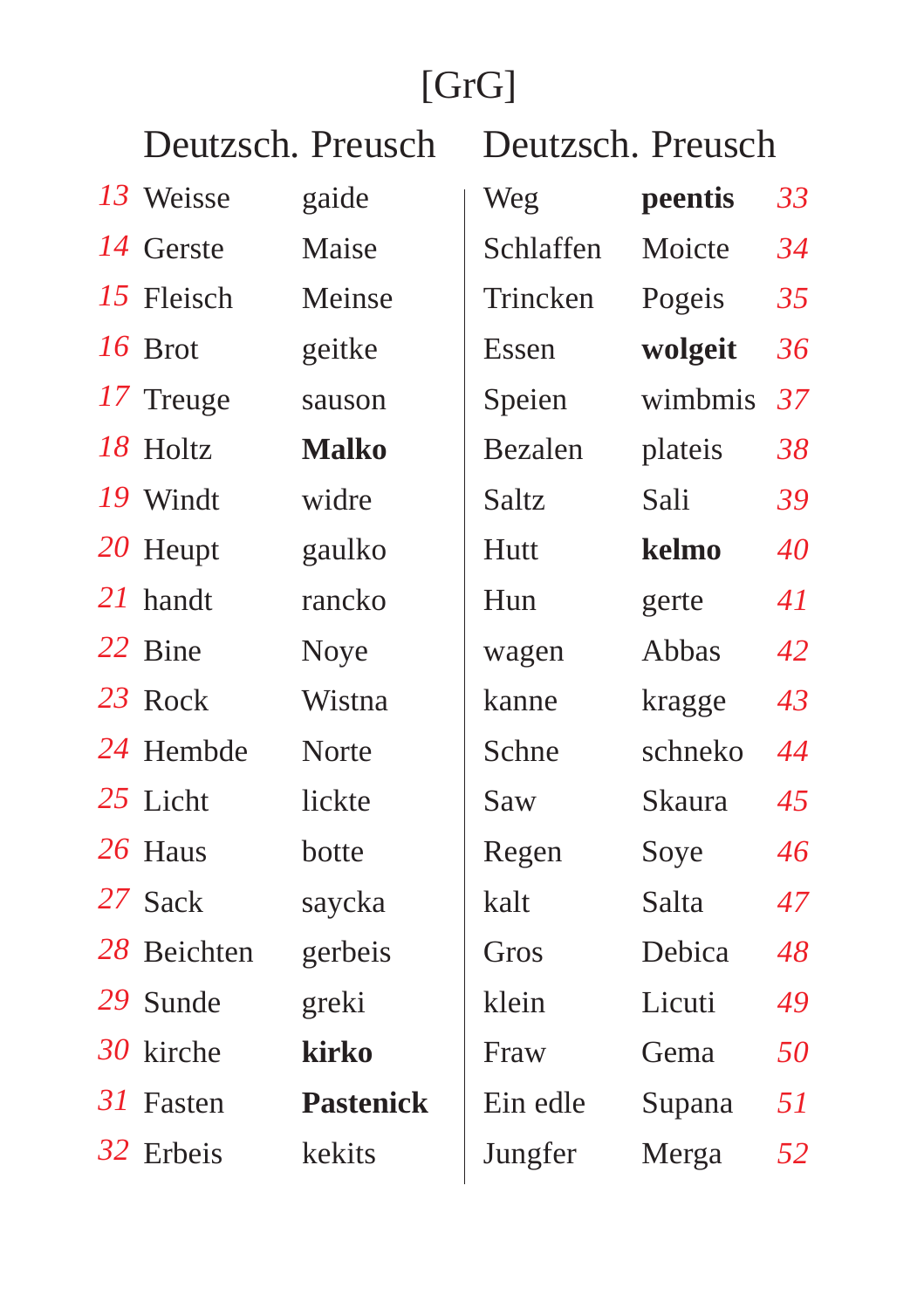# [GrG]

| | Deutzsch. | Preusch | Deutzsch. | Preusch | |
|---|---|---|---|---|---|
| *13* | Weisse | gaide | Weg | **peentis** | *33* |
| *14* | Gerste | Maise | Schlaffen | Moicte | *34* |
| *15* | Fleisch | Meinse | Trincken | Pogeis | *35* |
| *16* | Brot | geitke | Essen | **wolgeit** | *36* |
| *17* | Treuge | sauson | Speien | wimbmis | *37* |
| *18* | Holtz | **Malko** | Bezalen | plateis | *38* |
| *19* | Windt | widre | Saltz | Sali | *39* |
| *20* | Heupt | gaulko | Hutt | **kelmo** | *40* |
| *21* | handt | rancko | Hun | gerte | *41* |
| *22* | Bine | Noye | wagen | Abbas | *42* |
| *23* | Rock | Wistna | kanne | kragge | *43* |
| *24* | Hembde | Norte | Schne | schneko | *44* |
| *25* | Licht | lickte | Saw | Skaura | *45* |
| *26* | Haus | botte | Regen | Soye | *46* |
| *27* | Sack | saycka | kalt | Salta | *47* |
| *28* | Beichten | gerbeis | Gros | Debica | *48* |
| *29* | Sunde | greki | klein | Licuti | *49* |
| *30* | kirche | **kirko** | Fraw | Gema | *50* |
| *31* | Fasten | **Pastenick** | Ein edle | Supana | *51* |
| *32* | Erbeis | kekits | Jungfer | Merga | *52* |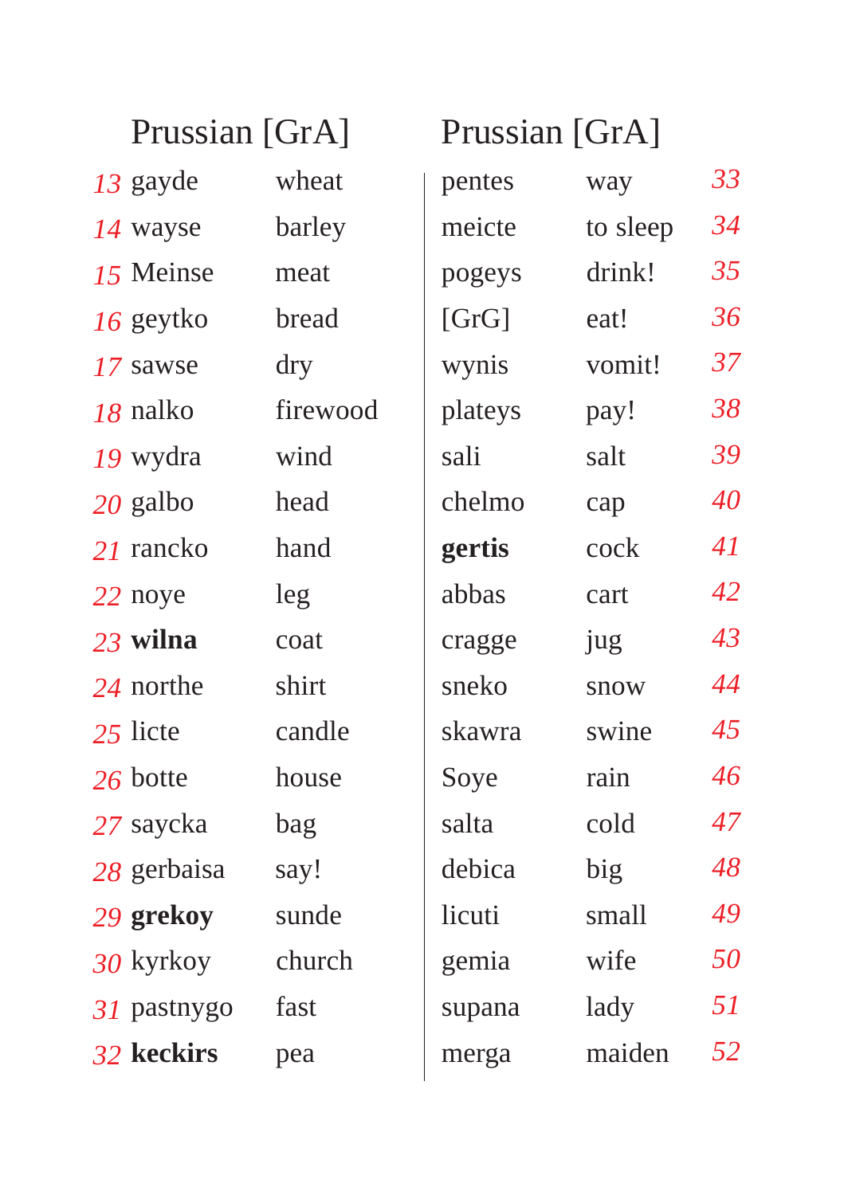| | Prussian [GrA] | |
|---|---|---|
| 13 | gayde | wheat |
| 14 | wayse | barley |
| 15 | Meinse | meat |
| 16 | geytko | bread |
| 17 | sawse | dry |
| 18 | nalko | firewood |
| 19 | wydra | wind |
| 20 | galbo | head |
| 21 | rancko | hand |
| 22 | noye | leg |
| 23 | **wilna** | coat |
| 24 | northe | shirt |
| 25 | licte | candle |
| 26 | botte | house |
| 27 | saycka | bag |
| 28 | gerbaisa | say! |
| 29 | **grekoy** | sunde |
| 30 | kyrkoy | church |
| 31 | pastnygo | fast |
| 32 | **keckirs** | pea |

| Prussian [GrA] | | |
|---|---|---|
| pentes | way | 33 |
| meicte | to sleep | 34 |
| pogeys | drink! | 35 |
| [GrG] | eat! | 36 |
| wynis | vomit! | 37 |
| plateys | pay! | 38 |
| sali | salt | 39 |
| chelmo | cap | 40 |
| **gertis** | cock | 41 |
| abbas | cart | 42 |
| cragge | jug | 43 |
| sneko | snow | 44 |
| skawra | swine | 45 |
| Soye | rain | 46 |
| salta | cold | 47 |
| debica | big | 48 |
| licuti | small | 49 |
| gemia | wife | 50 |
| supana | lady | 51 |
| merga | maiden | 52 |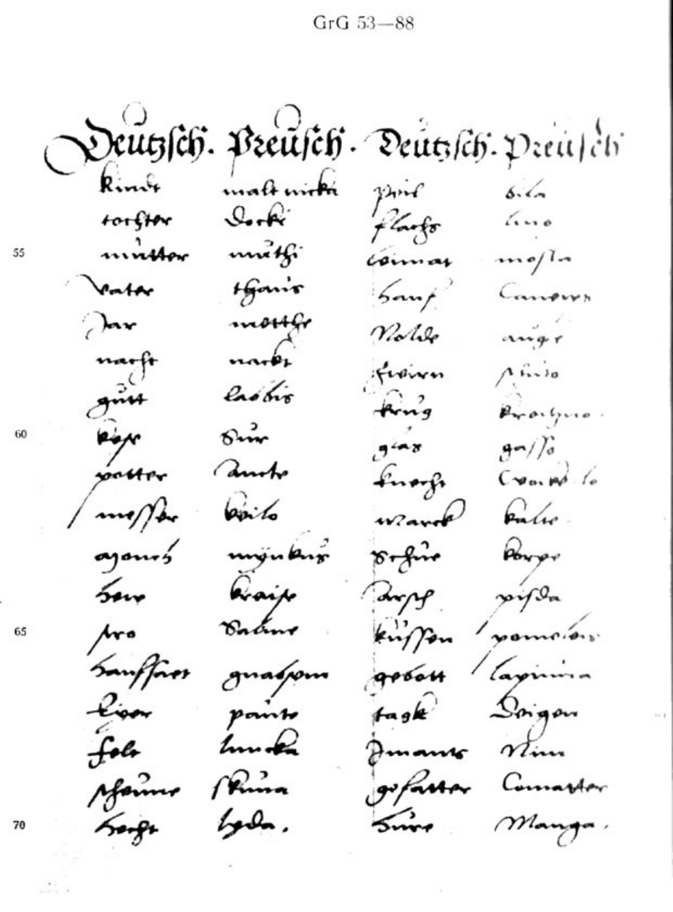| Deutzsch. | Preusch. | Deutzsch. | Preusch. |
|---|---|---|---|
| kindt | malt nicke | pirl | bila |
| tochter | dochti | flachs | lino |
| mutter | muthi | leimat | mosta |
| vatar | thawis | hanf | Canoirs |
| Jar | motthe | wolle | augr |
| nacht | nackt | fieiren | ſucio |
| gutt | labbis | krug | kroclyno. |
| kese | sier | glas | gasso |
| putter | ancte | knecht | Crowolo |
| messer | beilo | warck | balic |
| ayeuch | mynkis | schue | korpe |
| herr | kraise | dorff | pisda |
| pro | Dalune | küssen | pamoion |
| haußfraw | gnassou | gebott | lapinia |
| bier | painto | tagk | Deigon |
| folk | lunka | Jmants | Nim |
| pfeume | skuna | gefatter | Comatter |
| hergk | geda. | hure | Manga. |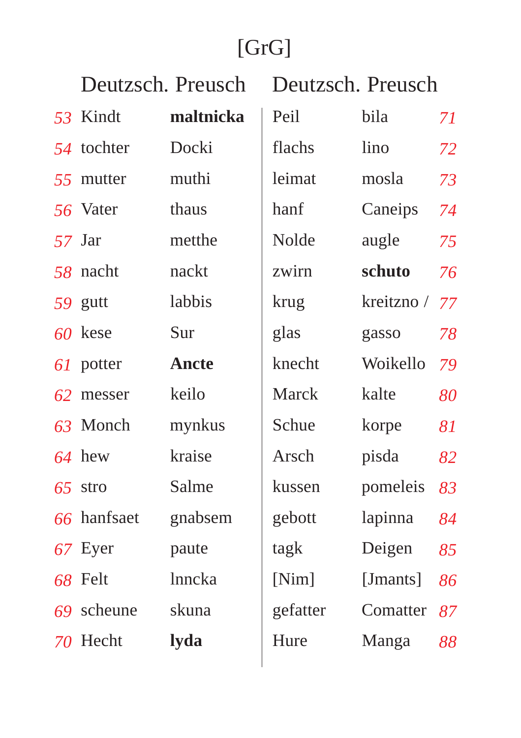# [GrG]

| | Deutzsch. | Preusch | Deutzsch. | Preusch | |
|---|---|---|---|---|---|
| *53* | Kindt | **maltnicka** | Peil | bila | *71* |
| *54* | tochter | Docki | flachs | lino | *72* |
| *55* | mutter | muthi | leimat | mosla | *73* |
| *56* | Vater | thaus | hanf | Caneips | *74* |
| *57* | Jar | metthe | Nolde | augle | *75* |
| *58* | nacht | nackt | zwirn | **schuto** | *76* |
| *59* | gutt | labbis | krug | kreitzno / | *77* |
| *60* | kese | Sur | glas | gasso | *78* |
| *61* | potter | **Ancte** | knecht | Woikello | *79* |
| *62* | messer | keilo | Marck | kalte | *80* |
| *63* | Monch | mynkus | Schue | korpe | *81* |
| *64* | hew | kraise | Arsch | pisda | *82* |
| *65* | stro | Salme | kussen | pomeleis | *83* |
| *66* | hanfsaet | gnabsem | gebott | lapinna | *84* |
| *67* | Eyer | paute | tagk | Deigen | *85* |
| *68* | Felt | lnncka | [Nim] | [Jmants] | *86* |
| *69* | scheune | skuna | gefatter | Comatter | *87* |
| *70* | Hecht | **lyda** | Hure | Manga | *88* |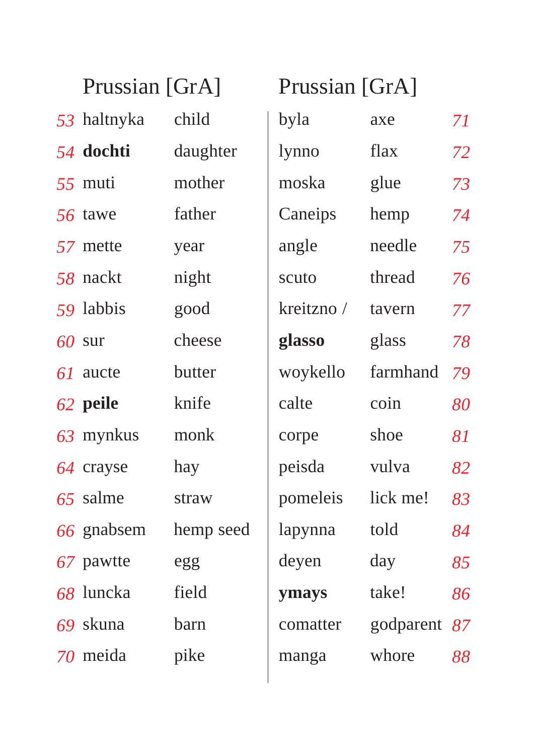| # | Prussian [GrA] | |
|---|---|---|
| 53 | haltnyka | child |
| 54 | **dochti** | daughter |
| 55 | muti | mother |
| 56 | tawe | father |
| 57 | mette | year |
| 58 | nackt | night |
| 59 | labbis | good |
| 60 | sur | cheese |
| 61 | aucte | butter |
| 62 | **peile** | knife |
| 63 | mynkus | monk |
| 64 | crayse | hay |
| 65 | salme | straw |
| 66 | gnabsem | hemp seed |
| 67 | pawtte | egg |
| 68 | luncka | field |
| 69 | skuna | barn |
| 70 | meida | pike |

| Prussian [GrA] | | # |
|---|---|---|
| byla | axe | 71 |
| lynno | flax | 72 |
| moska | glue | 73 |
| Caneips | hemp | 74 |
| angle | needle | 75 |
| scuto | thread | 76 |
| kreitzno / | tavern | 77 |
| **glasso** | glass | 78 |
| woykello | farmhand | 79 |
| calte | coin | 80 |
| corpe | shoe | 81 |
| peisda | vulva | 82 |
| pomeleis | lick me! | 83 |
| lapynna | told | 84 |
| deyen | day | 85 |
| **ymays** | take! | 86 |
| comatter | godparent | 87 |
| manga | whore | 88 |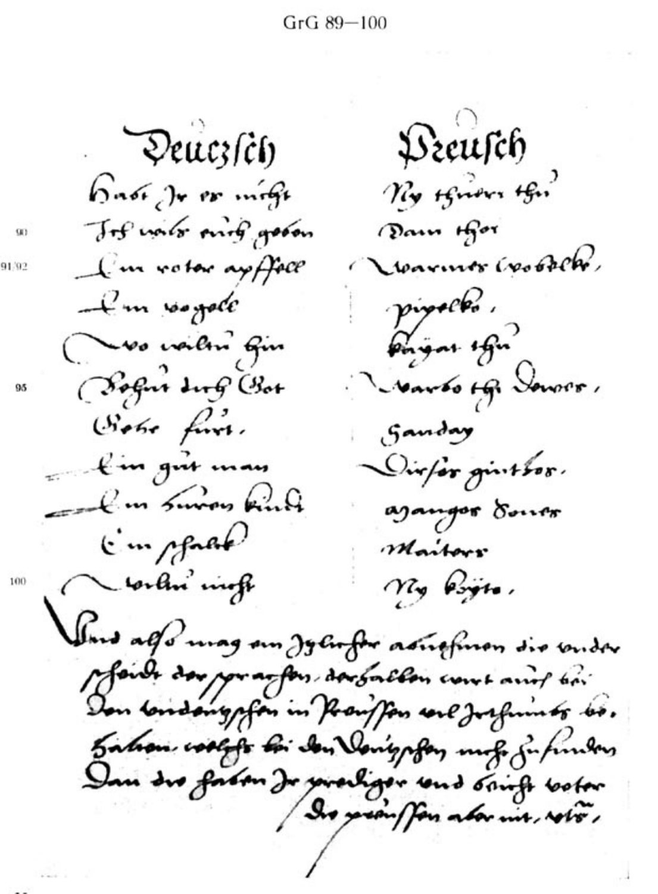| | Deutzsch | Preusch |
|---|---|---|
| | Habt Ir er nicht | Ny thuri thu |
| 90 | Ich wils euch geben | Dam thor |
| 91/92 | Ein roter apffel | Warnes woblke, |
| | Ein vogele | pipelke, |
| | Wo wiltu hin | Kagat thu |
| 95 | Sohent dich Got | Warto thi Dewes, |
| | Gehe fürt. | Gandag |
| | Ein gut man | Dirscr gintbor. |
| | Ein huren kindt | Mangor Doner |
| | Ein schalck | Maitarr |
| 100 | wiltu nicht | Ny koyte. |

Und also mag ein Iglicher abnehmen die under scheidt der sprachen. derhalben wert auch bei den Undeutschen in Preussen vil Irthumbs behalten welchs bei den Deutschen nicht zu finden Dan die haben Ir prediger und bicht vater die preussen aber nit, etc.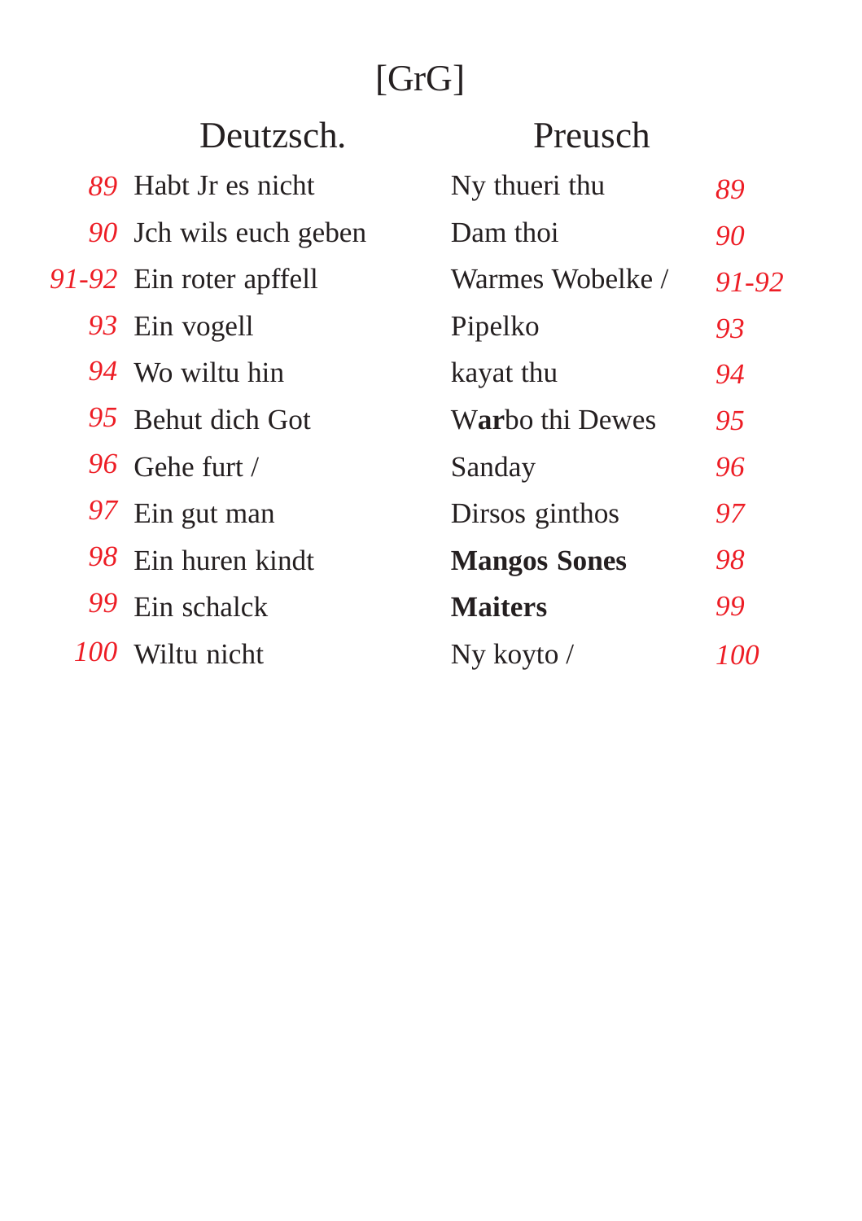# [GrG]

| | Deutzsch. | Preusch | |
|---|---|---|---|
| *89* | Habt Jr es nicht | Ny thueri thu | *89* |
| *90* | Jch wils euch geben | Dam thoi | *90* |
| *91-92* | Ein roter apffell | Warmes Wobelke / | *91-92* |
| *93* | Ein vogell | Pipelko | *93* |
| *94* | Wo wiltu hin | kayat thu | *94* |
| *95* | Behut dich Got | W**ar**bo thi Dewes | *95* |
| *96* | Gehe furt / | Sanday | *96* |
| *97* | Ein gut man | Dirsos ginthos | *97* |
| *98* | Ein huren kindt | **Mangos Sones** | *98* |
| *99* | Ein schalck | **Maiters** | *99* |
| *100* | Wiltu nicht | Ny koyto / | *100* |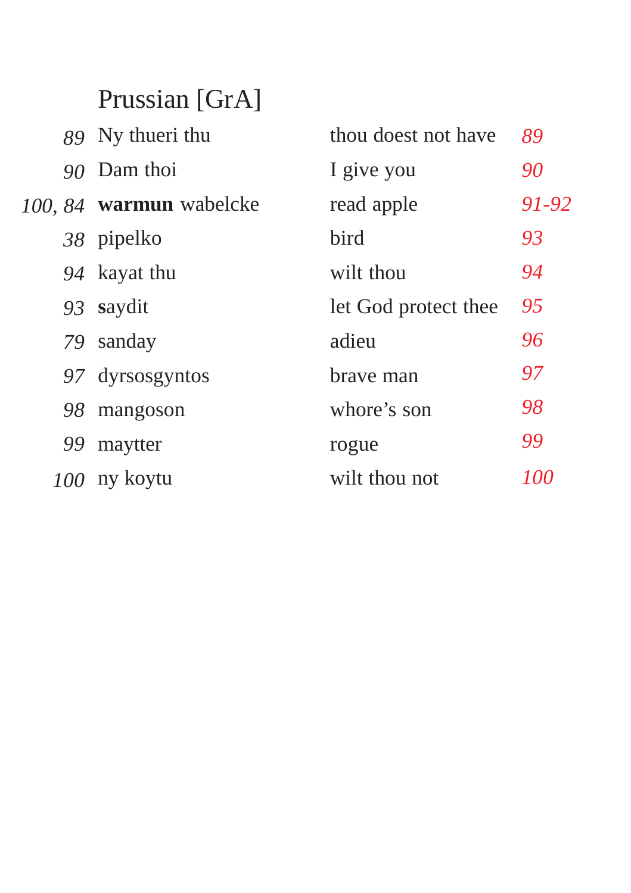| | Prussian [GrA] | | |
|---|---|---|---|
| *89* | Ny thueri thu | thou doest not have | *89* |
| *90* | Dam thoi | I give you | *90* |
| *100, 84* | **warmun** wabelcke | read apple | *91-92* |
| *38* | pipelko | bird | *93* |
| *94* | kayat thu | wilt thou | *94* |
| *93* | **s**aydit | let God protect thee | *95* |
| *79* | sanday | adieu | *96* |
| *97* | dyrsosgyntos | brave man | *97* |
| *98* | mangoson | whore’s son | *98* |
| *99* | maytter | rogue | *99* |
| *100* | ny koytu | wilt thou not | *100* |